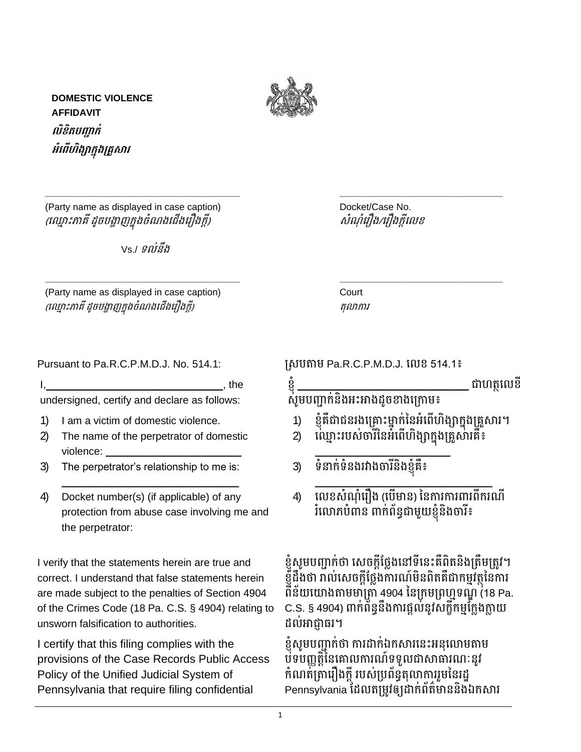**DOMESTIC VIOLENCE AFFIDAVIT**

*លិខិតបញ្ជាក់ អំពើហិង្សាក្នុងគ្រួសារ*

_____________________________________
(Party name as displayed in case caption)
*(ឈ្មោះភាគី ដូចបង្ហាញក្នុងចំណងជើងរឿងក្តី)*

Vs./ *ទល់នឹង*

_____________________________________
(Party name as displayed in case caption)
*(ឈ្មោះភាគី ដូចបង្ហាញក្នុងចំណងជើងរឿងក្តី)*

_____________________________
Docket/Case No.
*សំណុំរឿង/រឿងក្តីលេខ*

_____________________________
Court
*តុលាការ*

Pursuant to Pa.R.C.P.M.D.J. No. 514.1:

I, ______________________________, the undersigned, certify and declare as follows:

1) I am a victim of domestic violence.
2) The name of the perpetrator of domestic violence: ______________________
3) The perpetrator's relationship to me is: ______________________________
4) Docket number(s) (if applicable) of any protection from abuse case involving me and the perpetrator:

I verify that the statements herein are true and correct. I understand that false statements herein are made subject to the penalties of Section 4904 of the Crimes Code (18 Pa. C.S. § 4904) relating to unsworn falsification to authorities.

I certify that this filing complies with the provisions of the Case Records Public Access Policy of the Unified Judicial System of Pennsylvania that require filing confidential

ស្របតាម Pa.R.C.P.M.D.J. លេខ 514.1៖

ខ្ញុំ ______________________________ ជាហត្ថលេខី សូមបញ្ជាក់និងអះអាងដូចខាងក្រោម៖

1) ខ្ញុំគឺជាជនរងគ្រោះម្នាក់នៃអំពើហិង្សាក្នុងគ្រួសារ។
2) ឈ្មោះរបស់ចារីនៃអំពើហិង្សាក្នុងគ្រួសារគឺ៖ ______________________
3) ទំនាក់ទំនងរវាងចារីនិងខ្ញុំគឺ៖ ______________________________
4) លេខសំណុំរឿង (បើមាន) នៃការការពារពីករណីរំលោភបំពាន ពាក់ព័ន្ធជាមួយខ្ញុំនិងចារី៖

ខ្ញុំសូមបញ្ជាក់ថា សេចក្តីថ្លែងនៅទីនេះគឺពិតនិងត្រឹមត្រូវ។ ខ្ញុំដឹងថា រាល់សេចក្តីថ្លែងការណ៍មិនពិតគឺជាកម្មវត្ថុនៃការពិន័យយោងតាមមាត្រា 4904 នៃក្រមព្រហ្មទណ្ឌ (18 Pa. C.S. § 4904) ពាក់ព័ន្ធនឹងការផ្តល់នូវសក្ខីកម្មក្លែងក្លាយដល់អាជ្ញាធរ។

ខ្ញុំសូមបញ្ជាក់ថា ការដាក់ឯកសារនេះអនុលោមតាមបទបញ្ញត្តិនៃគោលការណ៍ទទួលជាសាធារណៈនូវកំណត់ត្រារឿងក្តី របស់ប្រព័ន្ធតុលាការរួមនៃរដ្ឋ Pennsylvania ដែលតម្រូវឲ្យដាក់ព័ត៌មាននិងឯកសារ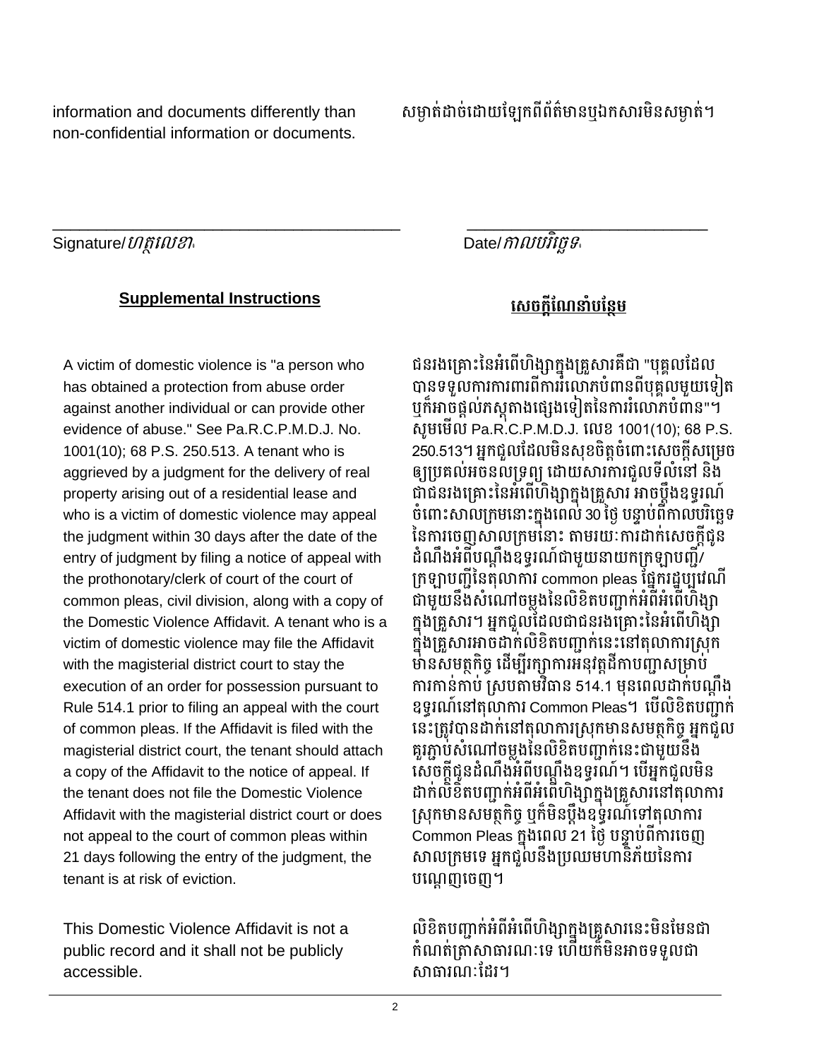information and documents differently than non-confidential information or documents.

សម្ងាត់ដាច់ដោយឡែកពីព័ត៌មានឬឯកសារមិនសម្ងាត់។

\_\_\_\_\_\_\_\_\_\_\_\_\_\_\_\_\_\_\_\_\_\_\_\_\_\_\_\_\_\_\_\_\_\_\_\_\_\_\_ 
Signature/*ហត្ថលេខា*

\_\_\_\_\_\_\_\_\_\_\_\_\_\_\_\_\_\_\_\_\_\_\_\_\_\_\_\_\_\_ 
Date/*កាលបរិច្ឆេទ*

## Supplemental Instructions

A victim of domestic violence is "a person who has obtained a protection from abuse order against another individual or can provide other evidence of abuse." See Pa.R.C.P.M.D.J. No. 1001(10); 68 P.S. 250.513. A tenant who is aggrieved by a judgment for the delivery of real property arising out of a residential lease and who is a victim of domestic violence may appeal the judgment within 30 days after the date of the entry of judgment by filing a notice of appeal with the prothonotary/clerk of court of the court of common pleas, civil division, along with a copy of the Domestic Violence Affidavit. A tenant who is a victim of domestic violence may file the Affidavit with the magisterial district court to stay the execution of an order for possession pursuant to Rule 514.1 prior to filing an appeal with the court of common pleas. If the Affidavit is filed with the magisterial district court, the tenant should attach a copy of the Affidavit to the notice of appeal. If the tenant does not file the Domestic Violence Affidavit with the magisterial district court or does not appeal to the court of common pleas within 21 days following the entry of the judgment, the tenant is at risk of eviction.

This Domestic Violence Affidavit is not a public record and it shall not be publicly accessible.

## សេចក្តីណែនាំបន្ថែម

ជនរងគ្រោះនៃអំពើហិង្សាក្នុងគ្រួសារគឺជា "បុគ្គលដែលបានទទួលការការពារពីការរំលោភបំពានពីបុគ្គលមួយទៀត ឬក៏អាចផ្តល់ភស្តុតាងផ្សេងទៀតនៃការរំលោភបំពាន"។ សូមមើល Pa.R.C.P.M.D.J. លេខ 1001(10); 68 P.S. 250.513។ អ្នកជួលដែលមិនសុខចិត្តចំពោះសេចក្តីសម្រេចឲ្យប្រគល់អចលនទ្រព្យ ដោយសារការជួលទីលំនៅ និងជាជនរងគ្រោះនៃអំពើហិង្សាក្នុងគ្រួសារ អាចប្តឹងឧទ្ធរណ៍ចំពោះសាលក្រមនោះក្នុងពេល 30 ថ្ងៃ បន្ទាប់ពីកាលបរិច្ឆេទនៃការចេញសាលក្រមនោះ តាមរយៈការដាក់សេចក្តីជូនដំណឹងអំពីបណ្តឹងឧទ្ធរណ៍ជាមួយនាយកក្រឡាបញ្ជី/ក្រឡាបញ្ជីនៃតុលាការ common pleas ផ្នែករដ្ឋប្បវេណី ជាមួយនឹងសំណៅចម្លងនៃលិខិតបញ្ជាក់អំពីអំពើហិង្សាក្នុងគ្រួសារ។ អ្នកជួលដែលជាជនរងគ្រោះនៃអំពើហិង្សាក្នុងគ្រួសារអាចដាក់លិខិតបញ្ជាក់នេះនៅតុលាការស្រុកមានសមត្ថកិច្ច ដើម្បីរក្សាការអនុវត្តដីកាបញ្ជាសម្រាប់ការកាន់កាប់ ស្របតាមវិធាន 514.1 មុនពេលដាក់បណ្តឹងឧទ្ធរណ៍នៅតុលាការ Common Pleas។ បើលិខិតបញ្ជាក់នេះត្រូវបានដាក់នៅតុលាការស្រុកមានសមត្ថកិច្ច អ្នកជួលគួរភ្ជាប់សំណៅចម្លងនៃលិខិតបញ្ជាក់នេះជាមួយនឹងសេចក្តីជូនដំណឹងអំពីបណ្តឹងឧទ្ធរណ៍។ បើអ្នកជួលមិនដាក់លិខិតបញ្ជាក់អំពីអំពើហិង្សាក្នុងគ្រួសារនៅតុលាការស្រុកមានសមត្ថកិច្ច ឬក៏មិនប្តឹងឧទ្ធរណ៍ទៅតុលាការ Common Pleas ក្នុងពេល 21 ថ្ងៃ បន្ទាប់ពីការចេញសាលក្រមទេ អ្នកជួលនឹងប្រឈមមហានិភ័យនៃការបណ្តេញចេញ។

លិខិតបញ្ជាក់អំពីអំពើហិង្សាក្នុងគ្រួសារនេះមិនមែនជាកំណត់ត្រាសាធារណៈទេ ហើយក៏មិនអាចទទួលជាសាធារណៈដែរ។